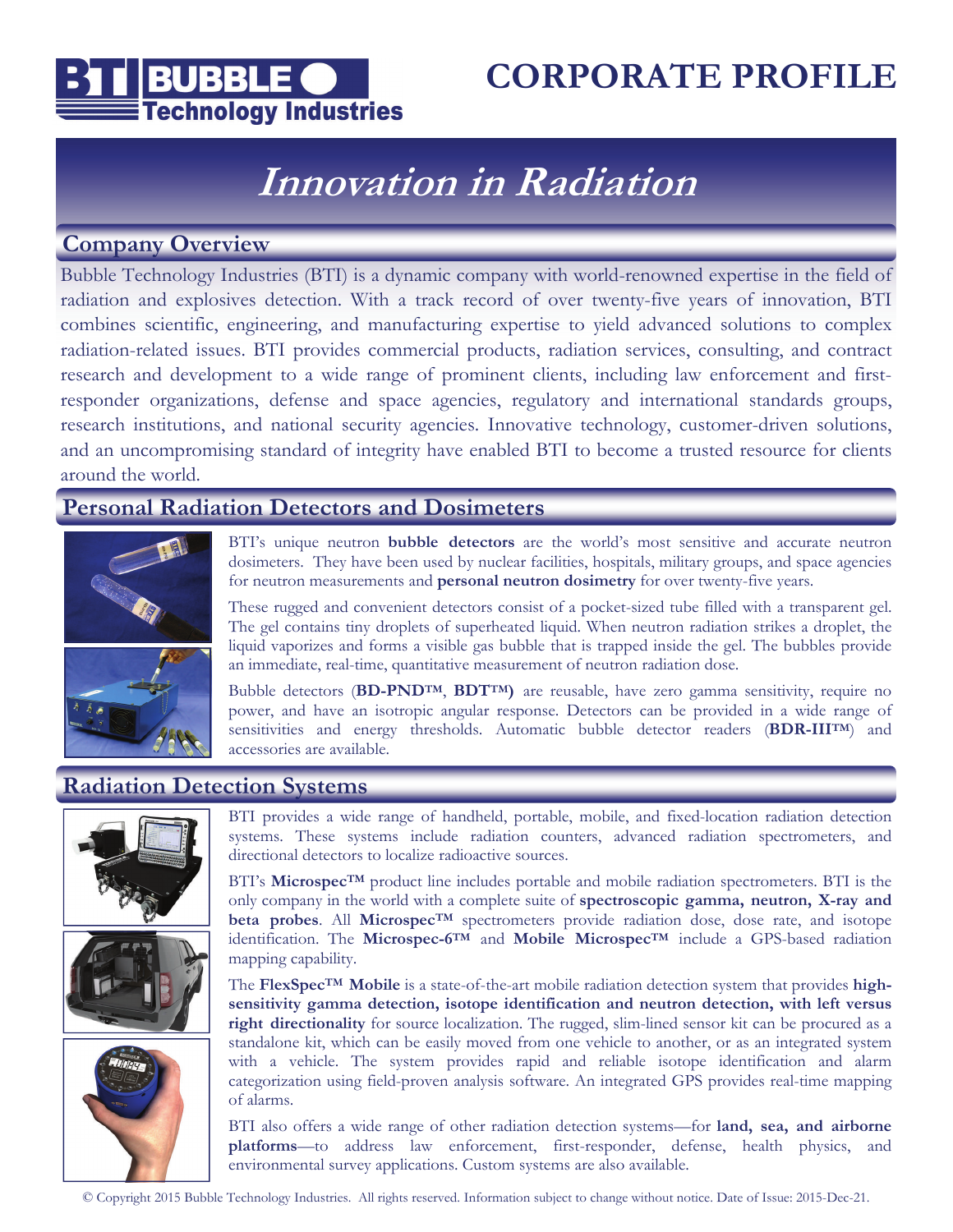# CORPORATE PROFILE

# *Innovation in Radiation*

## Company Overview

Bubble Technology Industries (BTI) is a dynamic company with world-renowned expertise in the field of radiation and explosives detection. With a track record of over twenty-five years of innovation, BTI combines scientific, engineering, and manufacturing expertise to yield advanced solutions to complex radiation-related issues. BTI provides commercial products, radiation services, consulting, and contract research and development to a wide range of prominent clients, including law enforcement and first-responder organizations, defense and space agencies, regulatory and international standards groups, research institutions, and national security agencies. Innovative technology, customer-driven solutions, and an uncompromising standard of integrity have enabled BTI to become a trusted resource for clients around the world.

## Personal Radiation Detectors and Dosimeters

BTI's unique neutron **bubble detectors** are the world's most sensitive and accurate neutron dosimeters. They have been used by nuclear facilities, hospitals, military groups, and space agencies for neutron measurements and **personal neutron dosimetry** for over twenty-five years.

These rugged and convenient detectors consist of a pocket-sized tube filled with a transparent gel. The gel contains tiny droplets of superheated liquid. When neutron radiation strikes a droplet, the liquid vaporizes and forms a visible gas bubble that is trapped inside the gel. The bubbles provide an immediate, real-time, quantitative measurement of neutron radiation dose.

Bubble detectors (**BD-PND™**, **BDT™)** are reusable, have zero gamma sensitivity, require no power, and have an isotropic angular response. Detectors can be provided in a wide range of sensitivities and energy thresholds. Automatic bubble detector readers (**BDR-III™**) and accessories are available.

## Radiation Detection Systems

BTI provides a wide range of handheld, portable, mobile, and fixed-location radiation detection systems. These systems include radiation counters, advanced radiation spectrometers, and directional detectors to localize radioactive sources.

BTI's **Microspec™** product line includes portable and mobile radiation spectrometers. BTI is the only company in the world with a complete suite of **spectroscopic gamma, neutron, X-ray and beta probes**. All **Microspec™** spectrometers provide radiation dose, dose rate, and isotope identification. The **Microspec-6™** and **Mobile Microspec™** include a GPS-based radiation mapping capability.

The **FlexSpec™ Mobile** is a state-of-the-art mobile radiation detection system that provides **high-sensitivity gamma detection, isotope identification and neutron detection, with left versus right directionality** for source localization. The rugged, slim-lined sensor kit can be procured as a standalone kit, which can be easily moved from one vehicle to another, or as an integrated system with a vehicle. The system provides rapid and reliable isotope identification and alarm categorization using field-proven analysis software. An integrated GPS provides real-time mapping of alarms.

BTI also offers a wide range of other radiation detection systems—for **land, sea, and airborne platforms**—to address law enforcement, first-responder, defense, health physics, and environmental survey applications. Custom systems are also available.

© Copyright 2015 Bubble Technology Industries. All rights reserved. Information subject to change without notice. Date of Issue: 2015-Dec-21.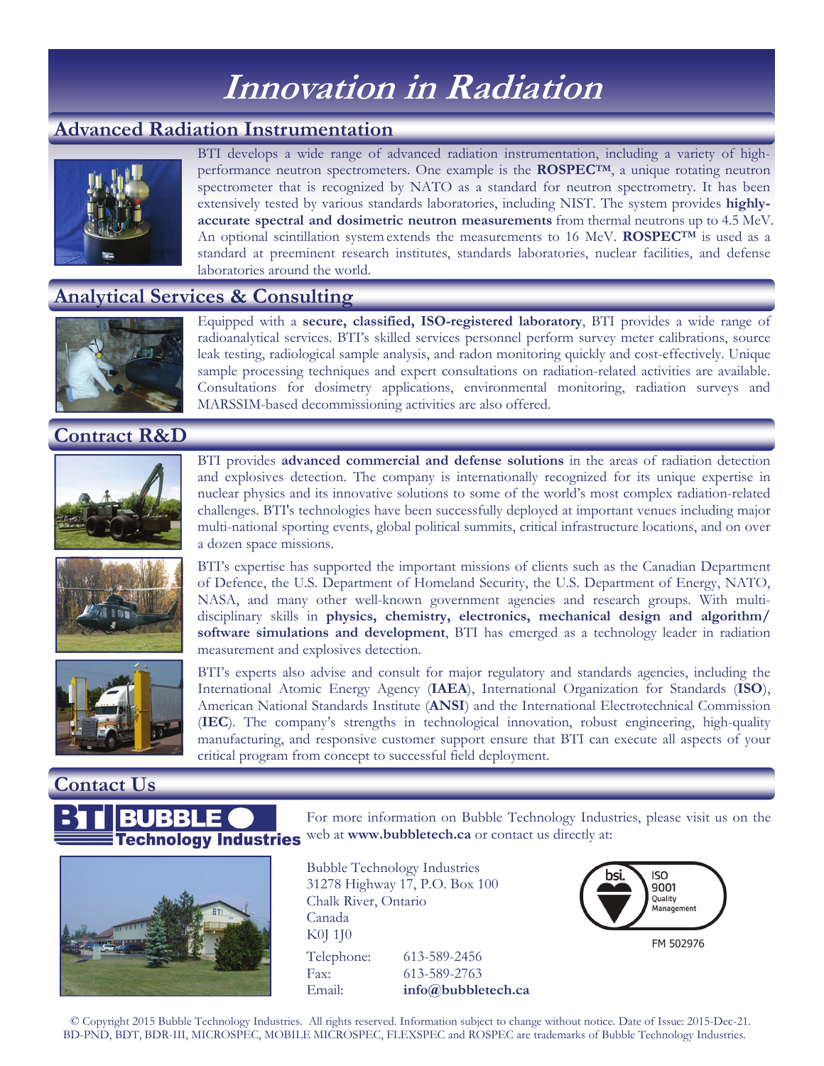# Innovation in Radiation

## Advanced Radiation Instrumentation

BTI develops a wide range of advanced radiation instrumentation, including a variety of high-performance neutron spectrometers. One example is the **ROSPEC™**, a unique rotating neutron spectrometer that is recognized by NATO as a standard for neutron spectrometry. It has been extensively tested by various standards laboratories, including NIST. The system provides **highly-accurate spectral and dosimetric neutron measurements** from thermal neutrons up to 4.5 MeV. An optional scintillation system extends the measurements to 16 MeV. **ROSPEC™** is used as a standard at preeminent research institutes, standards laboratories, nuclear facilities, and defense laboratories around the world.

## Analytical Services & Consulting

Equipped with a **secure, classified, ISO-registered laboratory**, BTI provides a wide range of radioanalytical services. BTI's skilled services personnel perform survey meter calibrations, source leak testing, radiological sample analysis, and radon monitoring quickly and cost-effectively. Unique sample processing techniques and expert consultations on radiation-related activities are available. Consultations for dosimetry applications, environmental monitoring, radiation surveys and MARSSIM-based decommissioning activities are also offered.

## Contract R&D

BTI provides **advanced commercial and defense solutions** in the areas of radiation detection and explosives detection. The company is internationally recognized for its unique expertise in nuclear physics and its innovative solutions to some of the world's most complex radiation-related challenges. BTI's technologies have been successfully deployed at important venues including major multi-national sporting events, global political summits, critical infrastructure locations, and on over a dozen space missions.

BTI's expertise has supported the important missions of clients such as the Canadian Department of Defence, the U.S. Department of Homeland Security, the U.S. Department of Energy, NATO, NASA, and many other well-known government agencies and research groups. With multi-disciplinary skills in **physics, chemistry, electronics, mechanical design and algorithm/ software simulations and development**, BTI has emerged as a technology leader in radiation measurement and explosives detection.

BTI's experts also advise and consult for major regulatory and standards agencies, including the International Atomic Energy Agency (**IAEA**), International Organization for Standards (**ISO**), American National Standards Institute (**ANSI**) and the International Electrotechnical Commission (**IEC**). The company's strengths in technological innovation, robust engineering, high-quality manufacturing, and responsive customer support ensure that BTI can execute all aspects of your critical program from concept to successful field deployment.

## Contact Us

BTI BUBBLE Technology Industries

For more information on Bubble Technology Industries, please visit us on the web at **www.bubbletech.ca** or contact us directly at:

Bubble Technology Industries
31278 Highway 17, P.O. Box 100
Chalk River, Ontario
Canada
K0J 1J0

| | |
|---|---|
| Telephone: | 613-589-2456 |
| Fax: | 613-589-2763 |
| Email: | **info@bubbletech.ca** |

bsi. ISO 9001 Quality Management
FM 502976

© Copyright 2015 Bubble Technology Industries. All rights reserved. Information subject to change without notice. Date of Issue: 2015-Dec-21.
BD-PND, BDT, BDR-III, MICROSPEC, MOBILE MICROSPEC, FLEXSPEC and ROSPEC are trademarks of Bubble Technology Industries.